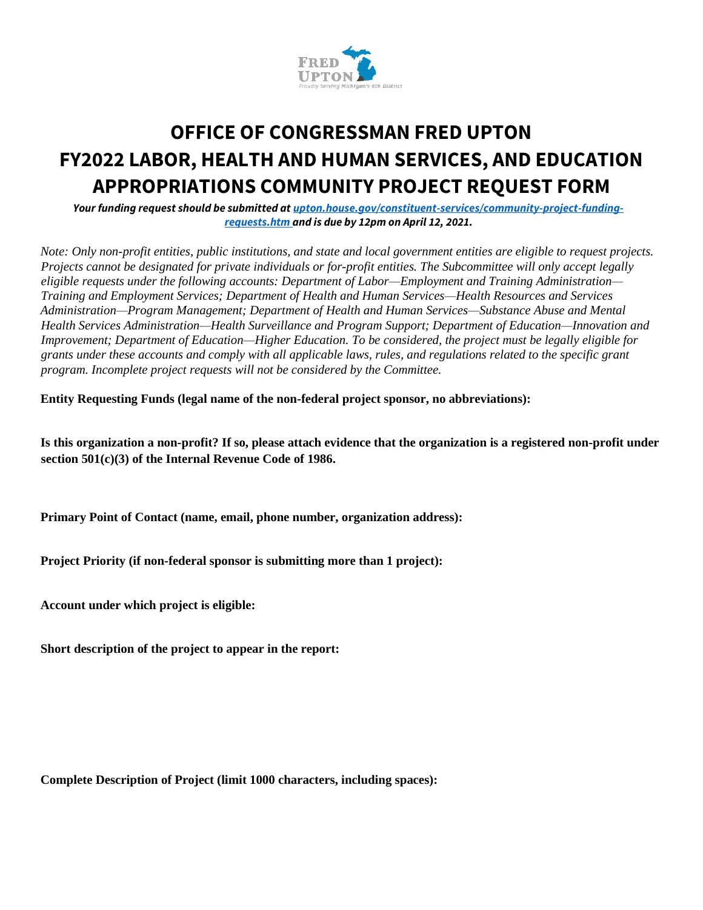# OFFICE OF CONGRESSMAN FRED UPTON FY2022 LABOR, HEALTH AND HUMAN SERVICES, AND EDUCATION APPROPRIATIONS COMMUNITY PROJECT REQUEST FORM

***Your funding request should be submitted at [upton.house.gov/constituent-services/community-project-funding-requests.htm](upton.house.gov/constituent-services/community-project-funding-requests.htm) and is due by 12pm on April 12, 2021.***

*Note: Only non-profit entities, public institutions, and state and local government entities are eligible to request projects. Projects cannot be designated for private individuals or for-profit entities. The Subcommittee will only accept legally eligible requests under the following accounts: Department of Labor—Employment and Training Administration—Training and Employment Services; Department of Health and Human Services—Health Resources and Services Administration—Program Management; Department of Health and Human Services—Substance Abuse and Mental Health Services Administration—Health Surveillance and Program Support; Department of Education—Innovation and Improvement; Department of Education—Higher Education. To be considered, the project must be legally eligible for grants under these accounts and comply with all applicable laws, rules, and regulations related to the specific grant program. Incomplete project requests will not be considered by the Committee.*

**Entity Requesting Funds (legal name of the non-federal project sponsor, no abbreviations):**

**Is this organization a non-profit? If so, please attach evidence that the organization is a registered non-profit under section 501(c)(3) of the Internal Revenue Code of 1986.**

**Primary Point of Contact (name, email, phone number, organization address):**

**Project Priority (if non-federal sponsor is submitting more than 1 project):**

**Account under which project is eligible:**

**Short description of the project to appear in the report:**

**Complete Description of Project (limit 1000 characters, including spaces):**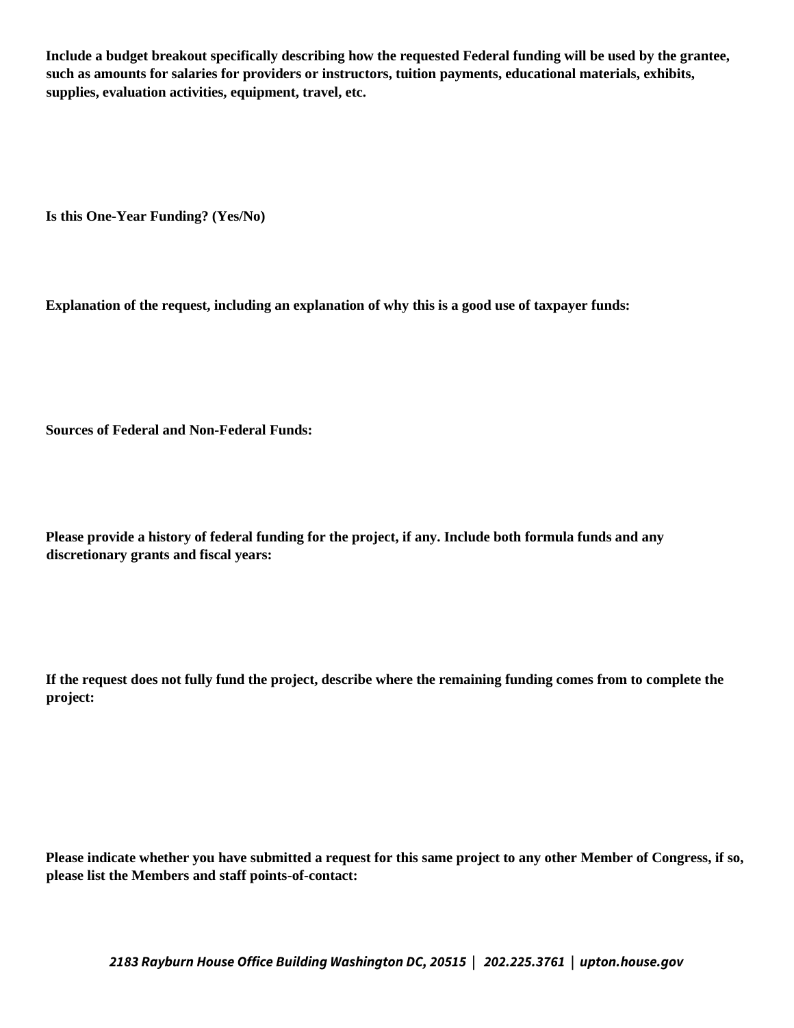**Include a budget breakout specifically describing how the requested Federal funding will be used by the grantee, such as amounts for salaries for providers or instructors, tuition payments, educational materials, exhibits, supplies, evaluation activities, equipment, travel, etc.**

**Is this One-Year Funding? (Yes/No)**

**Explanation of the request, including an explanation of why this is a good use of taxpayer funds:**

**Sources of Federal and Non-Federal Funds:**

**Please provide a history of federal funding for the project, if any. Include both formula funds and any discretionary grants and fiscal years:**

**If the request does not fully fund the project, describe where the remaining funding comes from to complete the project:**

**Please indicate whether you have submitted a request for this same project to any other Member of Congress, if so, please list the Members and staff points-of-contact:**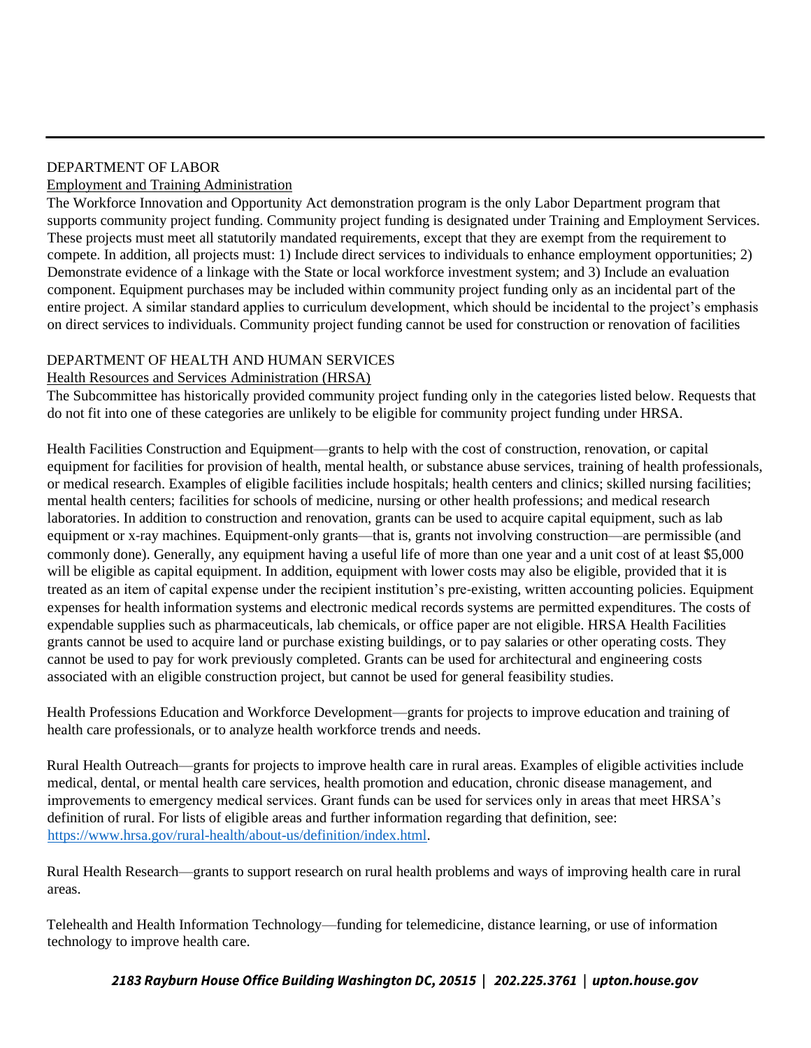DEPARTMENT OF LABOR

Employment and Training Administration

The Workforce Innovation and Opportunity Act demonstration program is the only Labor Department program that supports community project funding. Community project funding is designated under Training and Employment Services. These projects must meet all statutorily mandated requirements, except that they are exempt from the requirement to compete. In addition, all projects must: 1) Include direct services to individuals to enhance employment opportunities; 2) Demonstrate evidence of a linkage with the State or local workforce investment system; and 3) Include an evaluation component. Equipment purchases may be included within community project funding only as an incidental part of the entire project. A similar standard applies to curriculum development, which should be incidental to the project's emphasis on direct services to individuals. Community project funding cannot be used for construction or renovation of facilities

DEPARTMENT OF HEALTH AND HUMAN SERVICES

Health Resources and Services Administration (HRSA)

The Subcommittee has historically provided community project funding only in the categories listed below. Requests that do not fit into one of these categories are unlikely to be eligible for community project funding under HRSA.

Health Facilities Construction and Equipment—grants to help with the cost of construction, renovation, or capital equipment for facilities for provision of health, mental health, or substance abuse services, training of health professionals, or medical research. Examples of eligible facilities include hospitals; health centers and clinics; skilled nursing facilities; mental health centers; facilities for schools of medicine, nursing or other health professions; and medical research laboratories. In addition to construction and renovation, grants can be used to acquire capital equipment, such as lab equipment or x-ray machines. Equipment-only grants—that is, grants not involving construction—are permissible (and commonly done). Generally, any equipment having a useful life of more than one year and a unit cost of at least $5,000 will be eligible as capital equipment. In addition, equipment with lower costs may also be eligible, provided that it is treated as an item of capital expense under the recipient institution's pre-existing, written accounting policies. Equipment expenses for health information systems and electronic medical records systems are permitted expenditures. The costs of expendable supplies such as pharmaceuticals, lab chemicals, or office paper are not eligible. HRSA Health Facilities grants cannot be used to acquire land or purchase existing buildings, or to pay salaries or other operating costs. They cannot be used to pay for work previously completed. Grants can be used for architectural and engineering costs associated with an eligible construction project, but cannot be used for general feasibility studies.

Health Professions Education and Workforce Development—grants for projects to improve education and training of health care professionals, or to analyze health workforce trends and needs.

Rural Health Outreach—grants for projects to improve health care in rural areas. Examples of eligible activities include medical, dental, or mental health care services, health promotion and education, chronic disease management, and improvements to emergency medical services. Grant funds can be used for services only in areas that meet HRSA's definition of rural. For lists of eligible areas and further information regarding that definition, see: https://www.hrsa.gov/rural-health/about-us/definition/index.html.

Rural Health Research—grants to support research on rural health problems and ways of improving health care in rural areas.

Telehealth and Health Information Technology—funding for telemedicine, distance learning, or use of information technology to improve health care.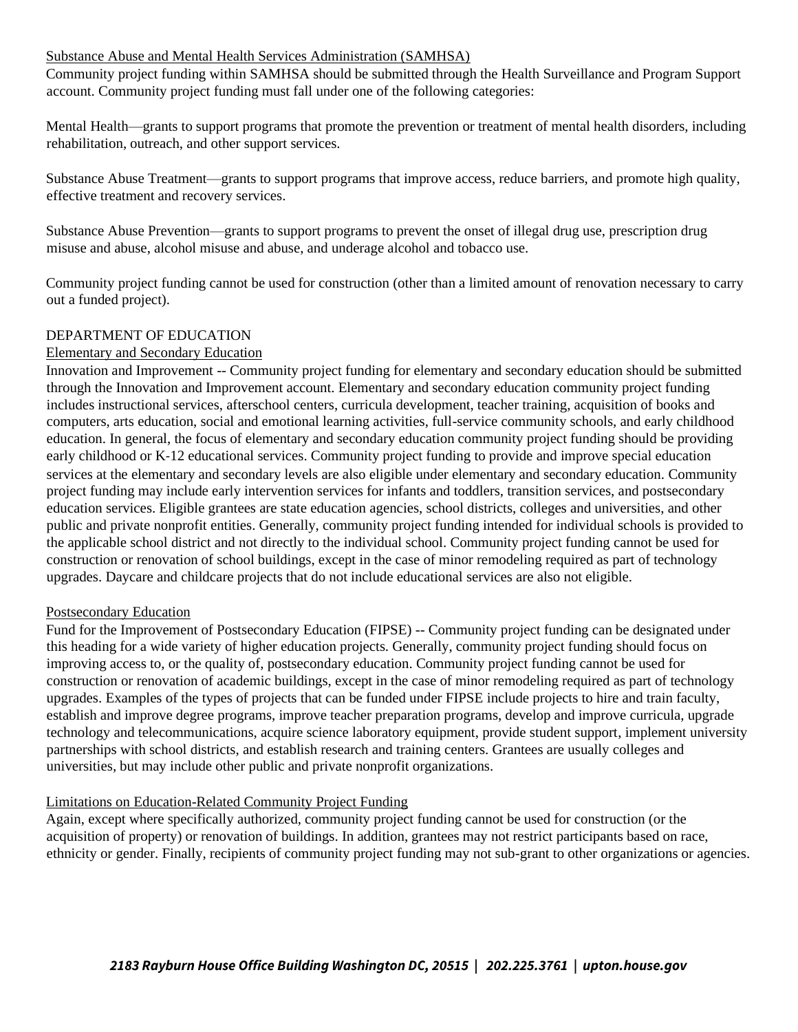Substance Abuse and Mental Health Services Administration (SAMHSA)

Community project funding within SAMHSA should be submitted through the Health Surveillance and Program Support account. Community project funding must fall under one of the following categories:

Mental Health—grants to support programs that promote the prevention or treatment of mental health disorders, including rehabilitation, outreach, and other support services.

Substance Abuse Treatment—grants to support programs that improve access, reduce barriers, and promote high quality, effective treatment and recovery services.

Substance Abuse Prevention—grants to support programs to prevent the onset of illegal drug use, prescription drug misuse and abuse, alcohol misuse and abuse, and underage alcohol and tobacco use.

Community project funding cannot be used for construction (other than a limited amount of renovation necessary to carry out a funded project).

## DEPARTMENT OF EDUCATION

Elementary and Secondary Education

Innovation and Improvement -- Community project funding for elementary and secondary education should be submitted through the Innovation and Improvement account. Elementary and secondary education community project funding includes instructional services, afterschool centers, curricula development, teacher training, acquisition of books and computers, arts education, social and emotional learning activities, full-service community schools, and early childhood education. In general, the focus of elementary and secondary education community project funding should be providing early childhood or K-12 educational services. Community project funding to provide and improve special education services at the elementary and secondary levels are also eligible under elementary and secondary education. Community project funding may include early intervention services for infants and toddlers, transition services, and postsecondary education services. Eligible grantees are state education agencies, school districts, colleges and universities, and other public and private nonprofit entities. Generally, community project funding intended for individual schools is provided to the applicable school district and not directly to the individual school. Community project funding cannot be used for construction or renovation of school buildings, except in the case of minor remodeling required as part of technology upgrades. Daycare and childcare projects that do not include educational services are also not eligible.

Postsecondary Education

Fund for the Improvement of Postsecondary Education (FIPSE) -- Community project funding can be designated under this heading for a wide variety of higher education projects. Generally, community project funding should focus on improving access to, or the quality of, postsecondary education. Community project funding cannot be used for construction or renovation of academic buildings, except in the case of minor remodeling required as part of technology upgrades. Examples of the types of projects that can be funded under FIPSE include projects to hire and train faculty, establish and improve degree programs, improve teacher preparation programs, develop and improve curricula, upgrade technology and telecommunications, acquire science laboratory equipment, provide student support, implement university partnerships with school districts, and establish research and training centers. Grantees are usually colleges and universities, but may include other public and private nonprofit organizations.

Limitations on Education-Related Community Project Funding

Again, except where specifically authorized, community project funding cannot be used for construction (or the acquisition of property) or renovation of buildings. In addition, grantees may not restrict participants based on race, ethnicity or gender. Finally, recipients of community project funding may not sub-grant to other organizations or agencies.